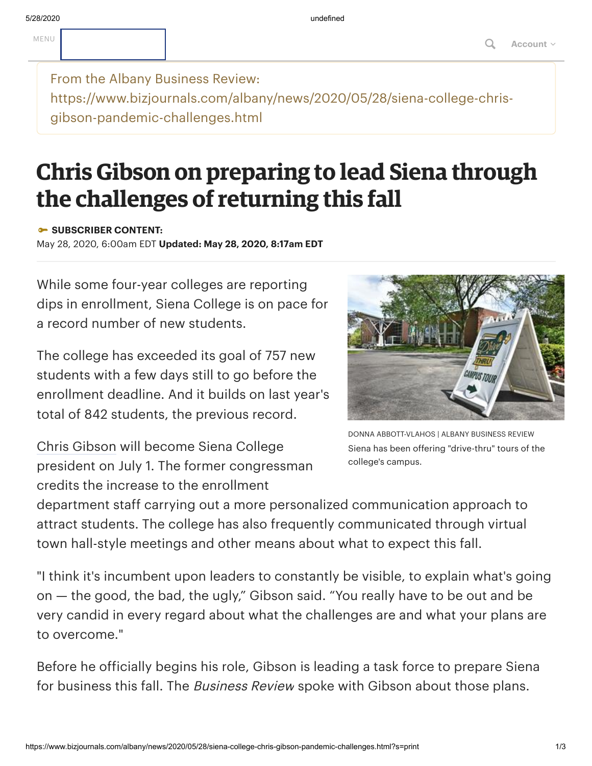From the Albany Business Review:
https://www.bizjournals.com/albany/news/2020/05/28/siena-college-chris-gibson-pandemic-challenges.html

# Chris Gibson on preparing to lead Siena through the challenges of returning this fall

**SUBSCRIBER CONTENT:**
May 28, 2020, 6:00am EDT **Updated: May 28, 2020, 8:17am EDT**

While some four-year colleges are reporting dips in enrollment, Siena College is on pace for a record number of new students.

The college has exceeded its goal of 757 new students with a few days still to go before the enrollment deadline. And it builds on last year's total of 842 students, the previous record.

DONNA ABBOTT-VLAHOS | ALBANY BUSINESS REVIEW
Siena has been offering "drive-thru" tours of the college's campus.

Chris Gibson will become Siena College president on July 1. The former congressman credits the increase to the enrollment department staff carrying out a more personalized communication approach to attract students. The college has also frequently communicated through virtual town hall-style meetings and other means about what to expect this fall.

"I think it's incumbent upon leaders to constantly be visible, to explain what's going on — the good, the bad, the ugly," Gibson said. "You really have to be out and be very candid in every regard about what the challenges are and what your plans are to overcome."

Before he officially begins his role, Gibson is leading a task force to prepare Siena for business this fall. The *Business Review* spoke with Gibson about those plans.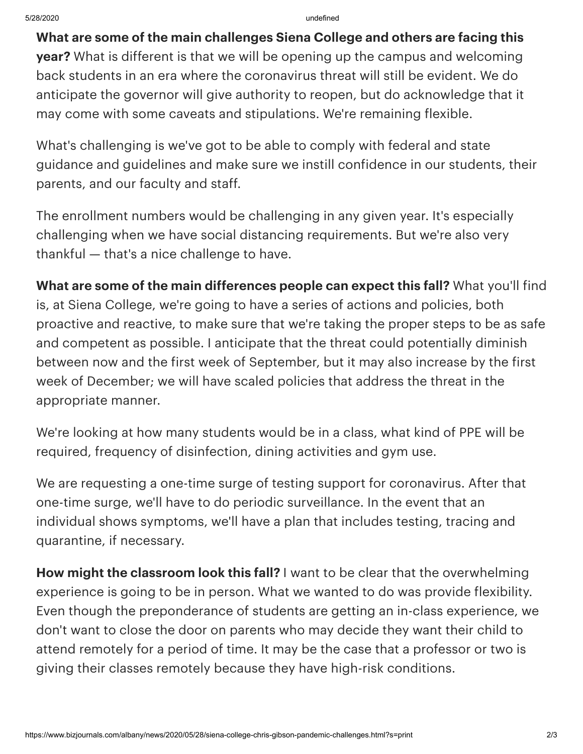**What are some of the main challenges Siena College and others are facing this year?** What is different is that we will be opening up the campus and welcoming back students in an era where the coronavirus threat will still be evident. We do anticipate the governor will give authority to reopen, but do acknowledge that it may come with some caveats and stipulations. We're remaining flexible.

What's challenging is we've got to be able to comply with federal and state guidance and guidelines and make sure we instill confidence in our students, their parents, and our faculty and staff.

The enrollment numbers would be challenging in any given year. It's especially challenging when we have social distancing requirements. But we're also very thankful — that's a nice challenge to have.

**What are some of the main differences people can expect this fall?** What you'll find is, at Siena College, we're going to have a series of actions and policies, both proactive and reactive, to make sure that we're taking the proper steps to be as safe and competent as possible. I anticipate that the threat could potentially diminish between now and the first week of September, but it may also increase by the first week of December; we will have scaled policies that address the threat in the appropriate manner.

We're looking at how many students would be in a class, what kind of PPE will be required, frequency of disinfection, dining activities and gym use.

We are requesting a one-time surge of testing support for coronavirus. After that one-time surge, we'll have to do periodic surveillance. In the event that an individual shows symptoms, we'll have a plan that includes testing, tracing and quarantine, if necessary.

**How might the classroom look this fall?** I want to be clear that the overwhelming experience is going to be in person. What we wanted to do was provide flexibility. Even though the preponderance of students are getting an in-class experience, we don't want to close the door on parents who may decide they want their child to attend remotely for a period of time. It may be the case that a professor or two is giving their classes remotely because they have high-risk conditions.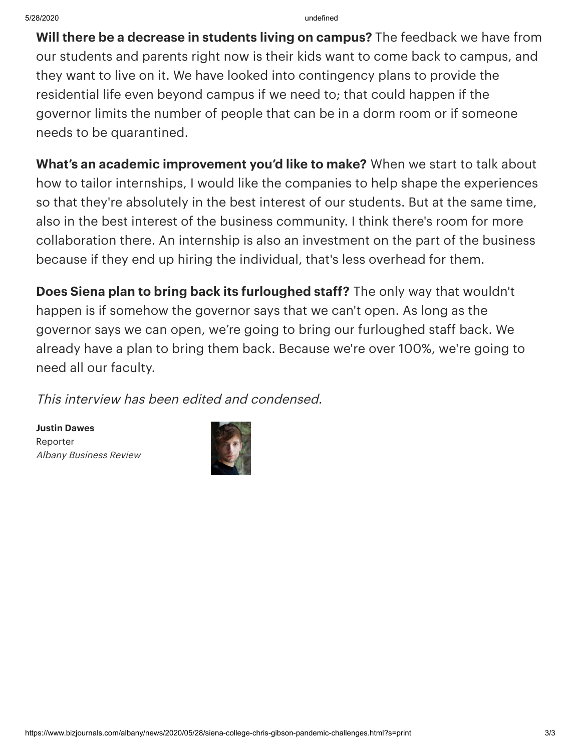**Will there be a decrease in students living on campus?** The feedback we have from our students and parents right now is their kids want to come back to campus, and they want to live on it. We have looked into contingency plans to provide the residential life even beyond campus if we need to; that could happen if the governor limits the number of people that can be in a dorm room or if someone needs to be quarantined.

**What's an academic improvement you'd like to make?** When we start to talk about how to tailor internships, I would like the companies to help shape the experiences so that they're absolutely in the best interest of our students. But at the same time, also in the best interest of the business community. I think there's room for more collaboration there. An internship is also an investment on the part of the business because if they end up hiring the individual, that's less overhead for them.

**Does Siena plan to bring back its furloughed staff?** The only way that wouldn't happen is if somehow the governor says that we can't open. As long as the governor says we can open, we're going to bring our furloughed staff back. We already have a plan to bring them back. Because we're over 100%, we're going to need all our faculty.

*This interview has been edited and condensed.*

**Justin Dawes**
Reporter
*Albany Business Review*